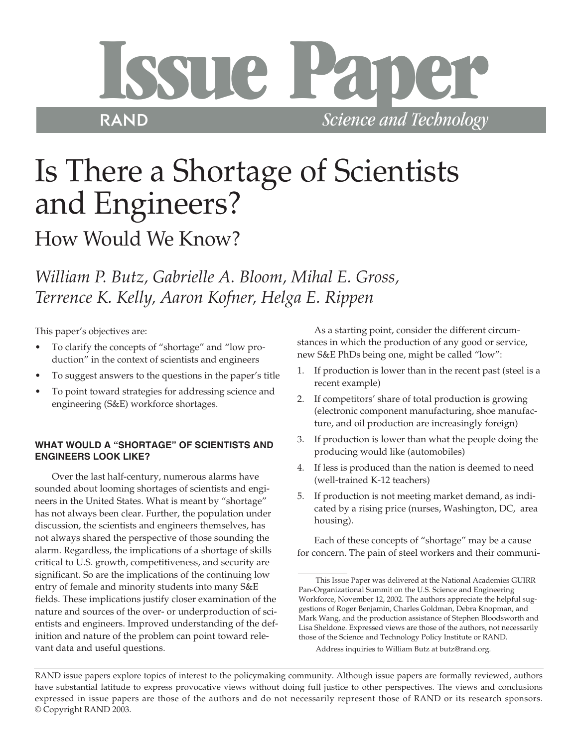# Issue Paper

RAND *Science and Technology*

# Is There a Shortage of Scientists and Engineers?

## How Would We Know?

*William P. Butz, Gabrielle A. Bloom, Mihal E. Gross, Terrence K. Kelly, Aaron Kofner, Helga E. Rippen*

This paper's objectives are:

- To clarify the concepts of "shortage" and "low production" in the context of scientists and engineers
- To suggest answers to the questions in the paper's title
- To point toward strategies for addressing science and engineering (S&E) workforce shortages.

### WHAT WOULD A "SHORTAGE" OF SCIENTISTS AND ENGINEERS LOOK LIKE?

Over the last half-century, numerous alarms have sounded about looming shortages of scientists and engineers in the United States. What is meant by "shortage" has not always been clear. Further, the population under discussion, the scientists and engineers themselves, has not always shared the perspective of those sounding the alarm. Regardless, the implications of a shortage of skills critical to U.S. growth, competitiveness, and security are significant. So are the implications of the continuing low entry of female and minority students into many S&E fields. These implications justify closer examination of the nature and sources of the over- or underproduction of scientists and engineers. Improved understanding of the definition and nature of the problem can point toward relevant data and useful questions.

As a starting point, consider the different circumstances in which the production of any good or service, new S&E PhDs being one, might be called "low":

1. If production is lower than in the recent past (steel is a recent example)
2. If competitors' share of total production is growing (electronic component manufacturing, shoe manufacture, and oil production are increasingly foreign)
3. If production is lower than what the people doing the producing would like (automobiles)
4. If less is produced than the nation is deemed to need (well-trained K-12 teachers)
5. If production is not meeting market demand, as indicated by a rising price (nurses, Washington, DC, area housing).

Each of these concepts of "shortage" may be a cause for concern. The pain of steel workers and their communi-

---

This Issue Paper was delivered at the National Academies GUIRR Pan-Organizational Summit on the U.S. Science and Engineering Workforce, November 12, 2002. The authors appreciate the helpful suggestions of Roger Benjamin, Charles Goldman, Debra Knopman, and Mark Wang, and the production assistance of Stephen Bloodsworth and Lisa Sheldone. Expressed views are those of the authors, not necessarily those of the Science and Technology Policy Institute or RAND.

Address inquiries to William Butz at butz@rand.org.

---

RAND issue papers explore topics of interest to the policymaking community. Although issue papers are formally reviewed, authors have substantial latitude to express provocative views without doing full justice to other perspectives. The views and conclusions expressed in issue papers are those of the authors and do not necessarily represent those of RAND or its research sponsors. © Copyright RAND 2003.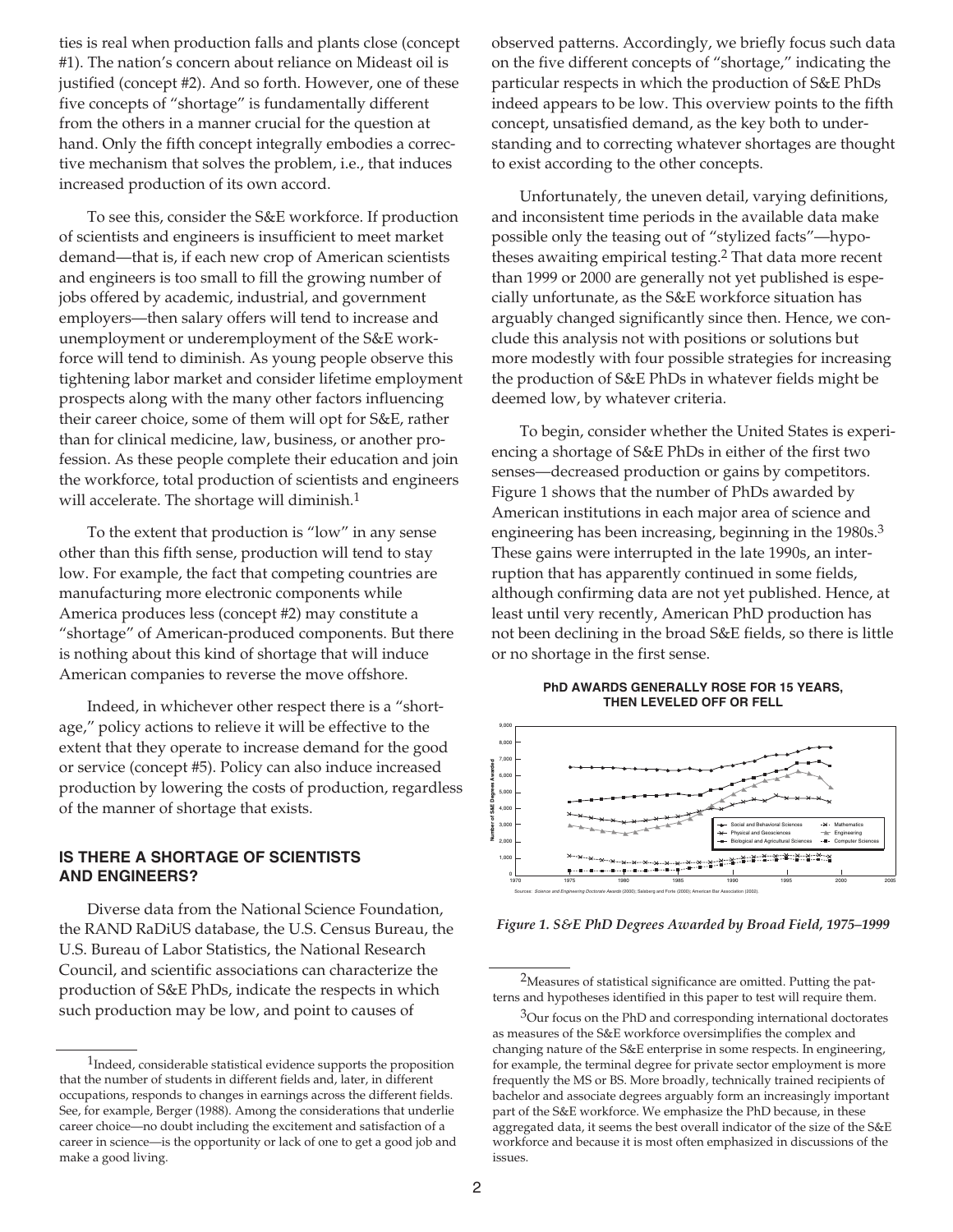ties is real when production falls and plants close (concept #1). The nation's concern about reliance on Mideast oil is justified (concept #2). And so forth. However, one of these five concepts of "shortage" is fundamentally different from the others in a manner crucial for the question at hand. Only the fifth concept integrally embodies a corrective mechanism that solves the problem, i.e., that induces increased production of its own accord.

To see this, consider the S&E workforce. If production of scientists and engineers is insufficient to meet market demand—that is, if each new crop of American scientists and engineers is too small to fill the growing number of jobs offered by academic, industrial, and government employers—then salary offers will tend to increase and unemployment or underemployment of the S&E workforce will tend to diminish. As young people observe this tightening labor market and consider lifetime employment prospects along with the many other factors influencing their career choice, some of them will opt for S&E, rather than for clinical medicine, law, business, or another profession. As these people complete their education and join the workforce, total production of scientists and engineers will accelerate. The shortage will diminish.[1]

To the extent that production is "low" in any sense other than this fifth sense, production will tend to stay low. For example, the fact that competing countries are manufacturing more electronic components while America produces less (concept #2) may constitute a "shortage" of American-produced components. But there is nothing about this kind of shortage that will induce American companies to reverse the move offshore.

Indeed, in whichever other respect there is a "shortage," policy actions to relieve it will be effective to the extent that they operate to increase demand for the good or service (concept #5). Policy can also induce increased production by lowering the costs of production, regardless of the manner of shortage that exists.

## IS THERE A SHORTAGE OF SCIENTISTS AND ENGINEERS?

Diverse data from the National Science Foundation, the RAND RaDiUS database, the U.S. Census Bureau, the U.S. Bureau of Labor Statistics, the National Research Council, and scientific associations can characterize the production of S&E PhDs, indicate the respects in which such production may be low, and point to causes of observed patterns. Accordingly, we briefly focus such data on the five different concepts of "shortage," indicating the particular respects in which the production of S&E PhDs indeed appears to be low. This overview points to the fifth concept, unsatisfied demand, as the key both to understanding and to correcting whatever shortages are thought to exist according to the other concepts.

Unfortunately, the uneven detail, varying definitions, and inconsistent time periods in the available data make possible only the teasing out of "stylized facts"—hypotheses awaiting empirical testing.[2] That data more recent than 1999 or 2000 are generally not yet published is especially unfortunate, as the S&E workforce situation has arguably changed significantly since then. Hence, we conclude this analysis not with positions or solutions but more modestly with four possible strategies for increasing the production of S&E PhDs in whatever fields might be deemed low, by whatever criteria.

To begin, consider whether the United States is experiencing a shortage of S&E PhDs in either of the first two senses—decreased production or gains by competitors. Figure 1 shows that the number of PhDs awarded by American institutions in each major area of science and engineering has been increasing, beginning in the 1980s.[3] These gains were interrupted in the late 1990s, an interruption that has apparently continued in some fields, although confirming data are not yet published. Hence, at least until very recently, American PhD production has not been declining in the broad S&E fields, so there is little or no shortage in the first sense.

**PhD AWARDS GENERALLY ROSE FOR 15 YEARS, THEN LEVELED OFF OR FELL**

Sources: *Science and Engineering Doctorate Awards* (2000); Salsberg and Forte (2000); American Bar Association (2002).

*Figure 1. S&E PhD Degrees Awarded by Broad Field, 1975–1999*

---

[1] Indeed, considerable statistical evidence supports the proposition that the number of students in different fields and, later, in different occupations, responds to changes in earnings across the different fields. See, for example, Berger (1988). Among the considerations that underlie career choice—no doubt including the excitement and satisfaction of a career in science—is the opportunity or lack of one to get a good job and make a good living.

[2] Measures of statistical significance are omitted. Putting the patterns and hypotheses identified in this paper to test will require them.

[3] Our focus on the PhD and corresponding international doctorates as measures of the S&E workforce oversimplifies the complex and changing nature of the S&E enterprise in some respects. In engineering, for example, the terminal degree for private sector employment is more frequently the MS or BS. More broadly, technically trained recipients of bachelor and associate degrees arguably form an increasingly important part of the S&E workforce. We emphasize the PhD because, in these aggregated data, it seems the best overall indicator of the size of the S&E workforce and because it is most often emphasized in discussions of the issues.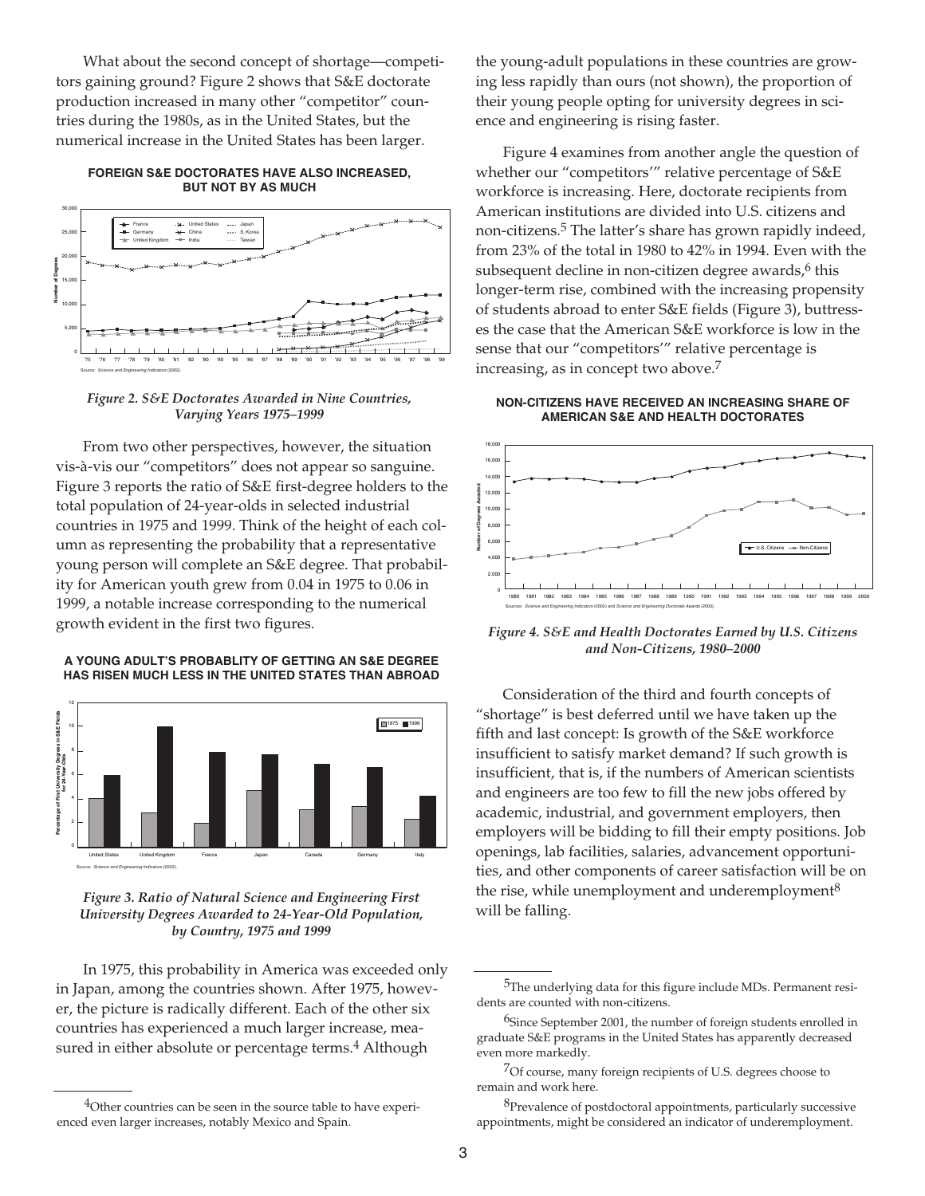What about the second concept of shortage—competitors gaining ground? Figure 2 shows that S&E doctorate production increased in many other "competitor" countries during the 1980s, as in the United States, but the numerical increase in the United States has been larger.

**FOREIGN S&E DOCTORATES HAVE ALSO INCREASED, BUT NOT BY AS MUCH**

*Figure 2. S&E Doctorates Awarded in Nine Countries, Varying Years 1975–1999*

From two other perspectives, however, the situation vis-à-vis our "competitors" does not appear so sanguine. Figure 3 reports the ratio of S&E first-degree holders to the total population of 24-year-olds in selected industrial countries in 1975 and 1999. Think of the height of each column as representing the probability that a representative young person will complete an S&E degree. That probability for American youth grew from 0.04 in 1975 to 0.06 in 1999, a notable increase corresponding to the numerical growth evident in the first two figures.

**A YOUNG ADULT'S PROBABLITY OF GETTING AN S&E DEGREE HAS RISEN MUCH LESS IN THE UNITED STATES THAN ABROAD**

*Figure 3. Ratio of Natural Science and Engineering First University Degrees Awarded to 24-Year-Old Population, by Country, 1975 and 1999*

In 1975, this probability in America was exceeded only in Japan, among the countries shown. After 1975, however, the picture is radically different. Each of the other six countries has experienced a much larger increase, measured in either absolute or percentage terms.[4] Although the young-adult populations in these countries are growing less rapidly than ours (not shown), the proportion of their young people opting for university degrees in science and engineering is rising faster.

Figure 4 examines from another angle the question of whether our "competitors'" relative percentage of S&E workforce is increasing. Here, doctorate recipients from American institutions are divided into U.S. citizens and non-citizens.[5] The latter's share has grown rapidly indeed, from 23% of the total in 1980 to 42% in 1994. Even with the subsequent decline in non-citizen degree awards,[6] this longer-term rise, combined with the increasing propensity of students abroad to enter S&E fields (Figure 3), buttresses the case that the American S&E workforce is low in the sense that our "competitors'" relative percentage is increasing, as in concept two above.[7]

**NON-CITIZENS HAVE RECEIVED AN INCREASING SHARE OF AMERICAN S&E AND HEALTH DOCTORATES**

*Figure 4. S&E and Health Doctorates Earned by U.S. Citizens and Non-Citizens, 1980–2000*

Consideration of the third and fourth concepts of "shortage" is best deferred until we have taken up the fifth and last concept: Is growth of the S&E workforce insufficient to satisfy market demand? If such growth is insufficient, that is, if the numbers of American scientists and engineers are too few to fill the new jobs offered by academic, industrial, and government employers, then employers will be bidding to fill their empty positions. Job openings, lab facilities, salaries, advancement opportunities, and other components of career satisfaction will be on the rise, while unemployment and underemployment[8] will be falling.

---

[4] Other countries can be seen in the source table to have experienced even larger increases, notably Mexico and Spain.

[5] The underlying data for this figure include MDs. Permanent residents are counted with non-citizens.

[6] Since September 2001, the number of foreign students enrolled in graduate S&E programs in the United States has apparently decreased even more markedly.

[7] Of course, many foreign recipients of U.S. degrees choose to remain and work here.

[8] Prevalence of postdoctoral appointments, particularly successive appointments, might be considered an indicator of underemployment.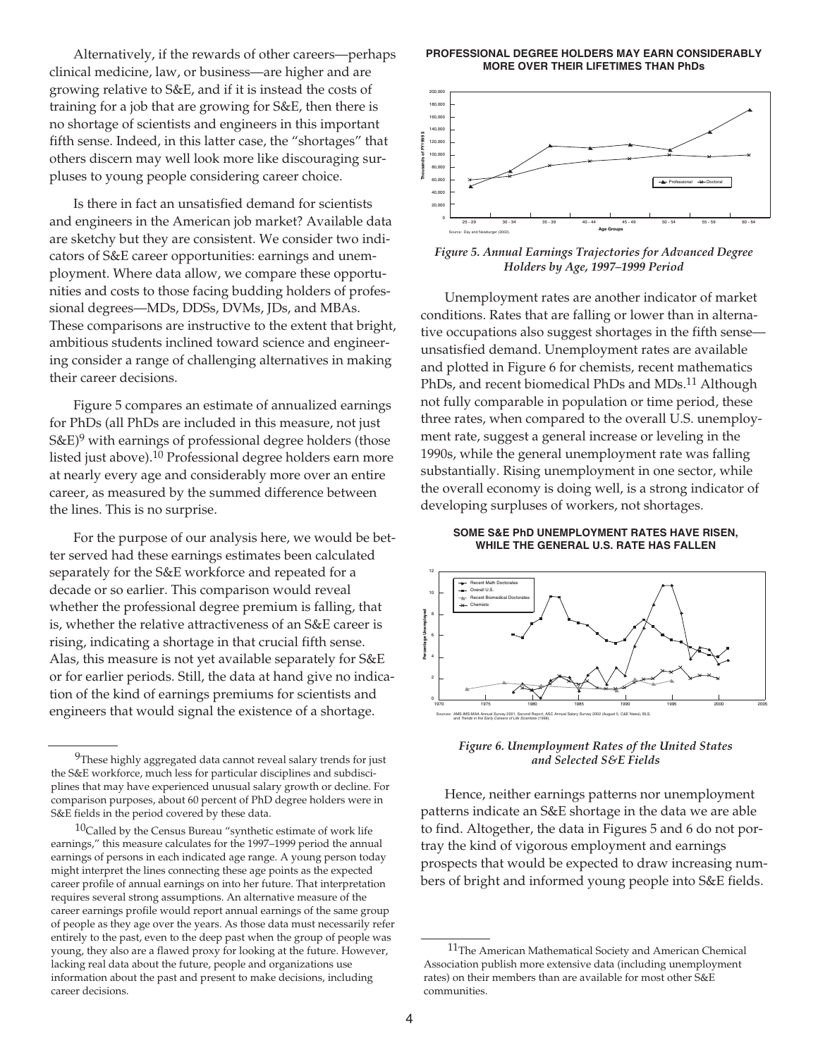Alternatively, if the rewards of other careers—perhaps clinical medicine, law, or business—are higher and are growing relative to S&E, and if it is instead the costs of training for a job that are growing for S&E, then there is no shortage of scientists and engineers in this important fifth sense. Indeed, in this latter case, the "shortages" that others discern may well look more like discouraging surpluses to young people considering career choice.

Is there in fact an unsatisfied demand for scientists and engineers in the American job market? Available data are sketchy but they are consistent. We consider two indicators of S&E career opportunities: earnings and unemployment. Where data allow, we compare these opportunities and costs to those facing budding holders of professional degrees—MDs, DDSs, DVMs, JDs, and MBAs. These comparisons are instructive to the extent that bright, ambitious students inclined toward science and engineering consider a range of challenging alternatives in making their career decisions.

Figure 5 compares an estimate of annualized earnings for PhDs (all PhDs are included in this measure, not just S&E)[9] with earnings of professional degree holders (those listed just above).[10] Professional degree holders earn more at nearly every age and considerably more over an entire career, as measured by the summed difference between the lines. This is no surprise.

For the purpose of our analysis here, we would be better served had these earnings estimates been calculated separately for the S&E workforce and repeated for a decade or so earlier. This comparison would reveal whether the professional degree premium is falling, that is, whether the relative attractiveness of an S&E career is rising, indicating a shortage in that crucial fifth sense. Alas, this measure is not yet available separately for S&E or for earlier periods. Still, the data at hand give no indication of the kind of earnings premiums for scientists and engineers that would signal the existence of a shortage.

**PROFESSIONAL DEGREE HOLDERS MAY EARN CONSIDERABLY MORE OVER THEIR LIFETIMES THAN PhDs**

*Figure 5. Annual Earnings Trajectories for Advanced Degree Holders by Age, 1997–1999 Period*

Unemployment rates are another indicator of market conditions. Rates that are falling or lower than in alternative occupations also suggest shortages in the fifth sense—unsatisfied demand. Unemployment rates are available and plotted in Figure 6 for chemists, recent mathematics PhDs, and recent biomedical PhDs and MDs.[11] Although not fully comparable in population or time period, these three rates, when compared to the overall U.S. unemployment rate, suggest a general increase or leveling in the 1990s, while the general unemployment rate was falling substantially. Rising unemployment in one sector, while the overall economy is doing well, is a strong indicator of developing surpluses of workers, not shortages.

**SOME S&E PhD UNEMPLOYMENT RATES HAVE RISEN, WHILE THE GENERAL U.S. RATE HAS FALLEN**

*Figure 6. Unemployment Rates of the United States and Selected S&E Fields*

Hence, neither earnings patterns nor unemployment patterns indicate an S&E shortage in the data we are able to find. Altogether, the data in Figures 5 and 6 do not portray the kind of vigorous employment and earnings prospects that would be expected to draw increasing numbers of bright and informed young people into S&E fields.

---

[9] These highly aggregated data cannot reveal salary trends for just the S&E workforce, much less for particular disciplines and subdisciplines that may have experienced unusual salary growth or decline. For comparison purposes, about 60 percent of PhD degree holders were in S&E fields in the period covered by these data.

[10] Called by the Census Bureau "synthetic estimate of work life earnings," this measure calculates for the 1997–1999 period the annual earnings of persons in each indicated age range. A young person today might interpret the lines connecting these age points as the expected career profile of annual earnings on into her future. That interpretation requires several strong assumptions. An alternative measure of the career earnings profile would report annual earnings of the same group of people as they age over the years. As those data must necessarily refer entirely to the past, even to the deep past when the group of people was young, they also are a flawed proxy for looking at the future. However, lacking real data about the future, people and organizations use information about the past and present to make decisions, including career decisions.

[11] The American Mathematical Society and American Chemical Association publish more extensive data (including unemployment rates) on their members than are available for most other S&E communities.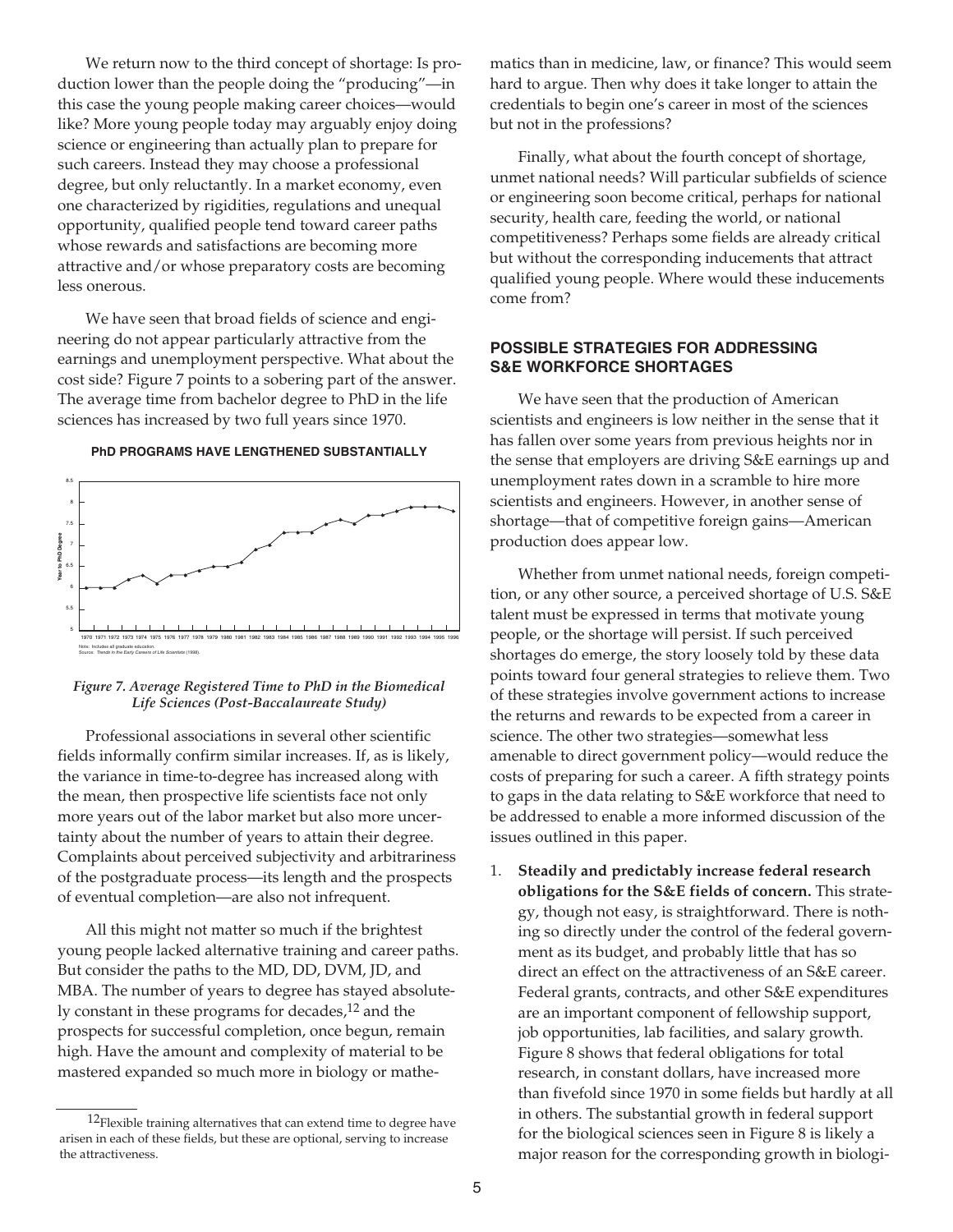We return now to the third concept of shortage: Is production lower than the people doing the "producing"—in this case the young people making career choices—would like? More young people today may arguably enjoy doing science or engineering than actually plan to prepare for such careers. Instead they may choose a professional degree, but only reluctantly. In a market economy, even one characterized by rigidities, regulations and unequal opportunity, qualified people tend toward career paths whose rewards and satisfactions are becoming more attractive and/or whose preparatory costs are becoming less onerous.

We have seen that broad fields of science and engineering do not appear particularly attractive from the earnings and unemployment perspective. What about the cost side? Figure 7 points to a sobering part of the answer. The average time from bachelor degree to PhD in the life sciences has increased by two full years since 1970.

**PHD PROGRAMS HAVE LENGTHENED SUBSTANTIALLY**

Note: Includes all graduate education.
Source: *Trends in the Early Careers of Life Scientists* (1998).

*Figure 7. Average Registered Time to PhD in the Biomedical Life Sciences (Post-Baccalaureate Study)*

Professional associations in several other scientific fields informally confirm similar increases. If, as is likely, the variance in time-to-degree has increased along with the mean, then prospective life scientists face not only more years out of the labor market but also more uncertainty about the number of years to attain their degree. Complaints about perceived subjectivity and arbitrariness of the postgraduate process—its length and the prospects of eventual completion—are also not infrequent.

All this might not matter so much if the brightest young people lacked alternative training and career paths. But consider the paths to the MD, DD, DVM, JD, and MBA. The number of years to degree has stayed absolutely constant in these programs for decades,[12] and the prospects for successful completion, once begun, remain high. Have the amount and complexity of material to be mastered expanded so much more in biology or mathematics than in medicine, law, or finance? This would seem hard to argue. Then why does it take longer to attain the credentials to begin one's career in most of the sciences but not in the professions?

Finally, what about the fourth concept of shortage, unmet national needs? Will particular subfields of science or engineering soon become critical, perhaps for national security, health care, feeding the world, or national competitiveness? Perhaps some fields are already critical but without the corresponding inducements that attract qualified young people. Where would these inducements come from?

## POSSIBLE STRATEGIES FOR ADDRESSING S&E WORKFORCE SHORTAGES

We have seen that the production of American scientists and engineers is low neither in the sense that it has fallen over some years from previous heights nor in the sense that employers are driving S&E earnings up and unemployment rates down in a scramble to hire more scientists and engineers. However, in another sense of shortage—that of competitive foreign gains—American production does appear low.

Whether from unmet national needs, foreign competition, or any other source, a perceived shortage of U.S. S&E talent must be expressed in terms that motivate young people, or the shortage will persist. If such perceived shortages do emerge, the story loosely told by these data points toward four general strategies to relieve them. Two of these strategies involve government actions to increase the returns and rewards to be expected from a career in science. The other two strategies—somewhat less amenable to direct government policy—would reduce the costs of preparing for such a career. A fifth strategy points to gaps in the data relating to S&E workforce that need to be addressed to enable a more informed discussion of the issues outlined in this paper.

1. **Steadily and predictably increase federal research obligations for the S&E fields of concern.** This strategy, though not easy, is straightforward. There is nothing so directly under the control of the federal government as its budget, and probably little that has so direct an effect on the attractiveness of an S&E career. Federal grants, contracts, and other S&E expenditures are an important component of fellowship support, job opportunities, lab facilities, and salary growth. Figure 8 shows that federal obligations for total research, in constant dollars, have increased more than fivefold since 1970 in some fields but hardly at all in others. The substantial growth in federal support for the biological sciences seen in Figure 8 is likely a major reason for the corresponding growth in biologi-

[12] Flexible training alternatives that can extend time to degree have arisen in each of these fields, but these are optional, serving to increase the attractiveness.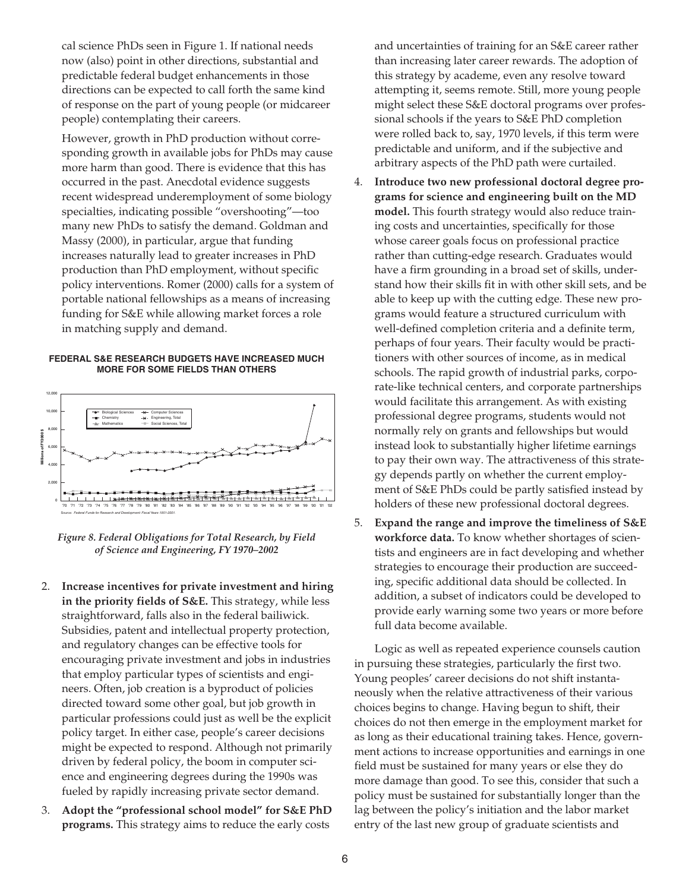cal science PhDs seen in Figure 1. If national needs now (also) point in other directions, substantial and predictable federal budget enhancements in those directions can be expected to call forth the same kind of response on the part of young people (or midcareer people) contemplating their careers.

However, growth in PhD production without corresponding growth in available jobs for PhDs may cause more harm than good. There is evidence that this has occurred in the past. Anecdotal evidence suggests recent widespread underemployment of some biology specialties, indicating possible "overshooting"—too many new PhDs to satisfy the demand. Goldman and Massy (2000), in particular, argue that funding increases naturally lead to greater increases in PhD production than PhD employment, without specific policy interventions. Romer (2000) calls for a system of portable national fellowships as a means of increasing funding for S&E while allowing market forces a role in matching supply and demand.

**FEDERAL S&E RESEARCH BUDGETS HAVE INCREASED MUCH MORE FOR SOME FIELDS THAN OTHERS**

12,000
10,000
8,000
6,000
4,000
2,000
0
Millions of FY2003 $
Biological Sciences
Chemistry
Mathematics
Computer Sciences
Engineering, Total
Social Sciences, Total
'70 '71 '72 '73 '74 '75 '76 '77 '78 '79 '80 '81 '82 '83 '84 '85 '86 '87 '88 '89 '90 '91 '92 '93 '94 '95 '96 '97 '98 '99 '00 '01 '02
Source: Federal Funds for Research and Development: Fiscal Years 1951-2001.

*Figure 8. Federal Obligations for Total Research, by Field of Science and Engineering, FY 1970–2002*

2. **Increase incentives for private investment and hiring in the priority fields of S&E.** This strategy, while less straightforward, falls also in the federal bailiwick. Subsidies, patent and intellectual property protection, and regulatory changes can be effective tools for encouraging private investment and jobs in industries that employ particular types of scientists and engineers. Often, job creation is a byproduct of policies directed toward some other goal, but job growth in particular professions could just as well be the explicit policy target. In either case, people's career decisions might be expected to respond. Although not primarily driven by federal policy, the boom in computer science and engineering degrees during the 1990s was fueled by rapidly increasing private sector demand.

3. **Adopt the "professional school model" for S&E PhD programs.** This strategy aims to reduce the early costs and uncertainties of training for an S&E career rather than increasing later career rewards. The adoption of this strategy by academe, even any resolve toward attempting it, seems remote. Still, more young people might select these S&E doctoral programs over professional schools if the years to S&E PhD completion were rolled back to, say, 1970 levels, if this term were predictable and uniform, and if the subjective and arbitrary aspects of the PhD path were curtailed.

4. **Introduce two new professional doctoral degree programs for science and engineering built on the MD model.** This fourth strategy would also reduce training costs and uncertainties, specifically for those whose career goals focus on professional practice rather than cutting-edge research. Graduates would have a firm grounding in a broad set of skills, understand how their skills fit in with other skill sets, and be able to keep up with the cutting edge. These new programs would feature a structured curriculum with well-defined completion criteria and a definite term, perhaps of four years. Their faculty would be practitioners with other sources of income, as in medical schools. The rapid growth of industrial parks, corporate-like technical centers, and corporate partnerships would facilitate this arrangement. As with existing professional degree programs, students would not normally rely on grants and fellowships but would instead look to substantially higher lifetime earnings to pay their own way. The attractiveness of this strategy depends partly on whether the current employment of S&E PhDs could be partly satisfied instead by holders of these new professional doctoral degrees.

5. **Expand the range and improve the timeliness of S&E workforce data.** To know whether shortages of scientists and engineers are in fact developing and whether strategies to encourage their production are succeeding, specific additional data should be collected. In addition, a subset of indicators could be developed to provide early warning some two years or more before full data become available.

Logic as well as repeated experience counsels caution in pursuing these strategies, particularly the first two. Young peoples' career decisions do not shift instantaneously when the relative attractiveness of their various choices begins to change. Having begun to shift, their choices do not then emerge in the employment market for as long as their educational training takes. Hence, government actions to increase opportunities and earnings in one field must be sustained for many years or else they do more damage than good. To see this, consider that such a policy must be sustained for substantially longer than the lag between the policy's initiation and the labor market entry of the last new group of graduate scientists and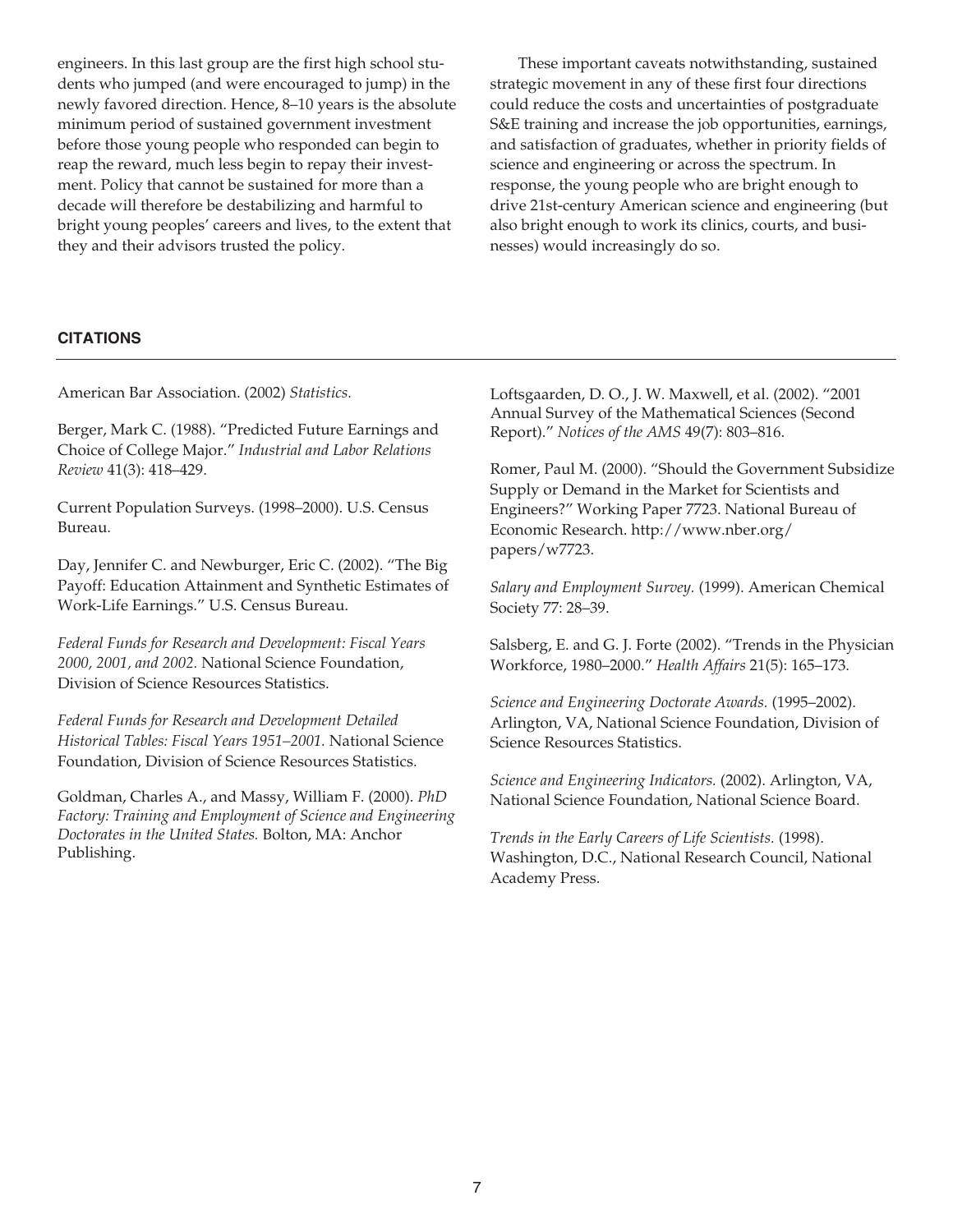engineers. In this last group are the first high school students who jumped (and were encouraged to jump) in the newly favored direction. Hence, 8–10 years is the absolute minimum period of sustained government investment before those young people who responded can begin to reap the reward, much less begin to repay their investment. Policy that cannot be sustained for more than a decade will therefore be destabilizing and harmful to bright young peoples' careers and lives, to the extent that they and their advisors trusted the policy.

These important caveats notwithstanding, sustained strategic movement in any of these first four directions could reduce the costs and uncertainties of postgraduate S&E training and increase the job opportunities, earnings, and satisfaction of graduates, whether in priority fields of science and engineering or across the spectrum. In response, the young people who are bright enough to drive 21st-century American science and engineering (but also bright enough to work its clinics, courts, and businesses) would increasingly do so.

## CITATIONS

American Bar Association. (2002) *Statistics.*

Berger, Mark C. (1988). "Predicted Future Earnings and Choice of College Major." *Industrial and Labor Relations Review* 41(3): 418–429.

Current Population Surveys. (1998–2000). U.S. Census Bureau.

Day, Jennifer C. and Newburger, Eric C. (2002). "The Big Payoff: Education Attainment and Synthetic Estimates of Work-Life Earnings." U.S. Census Bureau.

*Federal Funds for Research and Development: Fiscal Years 2000, 2001, and 2002.* National Science Foundation, Division of Science Resources Statistics.

*Federal Funds for Research and Development Detailed Historical Tables: Fiscal Years 1951–2001.* National Science Foundation, Division of Science Resources Statistics.

Goldman, Charles A., and Massy, William F. (2000). *PhD Factory: Training and Employment of Science and Engineering Doctorates in the United States.* Bolton, MA: Anchor Publishing.

Loftsgaarden, D. O., J. W. Maxwell, et al. (2002). "2001 Annual Survey of the Mathematical Sciences (Second Report)." *Notices of the AMS* 49(7): 803–816.

Romer, Paul M. (2000). "Should the Government Subsidize Supply or Demand in the Market for Scientists and Engineers?" Working Paper 7723. National Bureau of Economic Research. http://www.nber.org/papers/w7723.

*Salary and Employment Survey.* (1999). American Chemical Society 77: 28–39.

Salsberg, E. and G. J. Forte (2002). "Trends in the Physician Workforce, 1980–2000." *Health Affairs* 21(5): 165–173.

*Science and Engineering Doctorate Awards.* (1995–2002). Arlington, VA, National Science Foundation, Division of Science Resources Statistics.

*Science and Engineering Indicators.* (2002). Arlington, VA, National Science Foundation, National Science Board.

*Trends in the Early Careers of Life Scientists.* (1998). Washington, D.C., National Research Council, National Academy Press.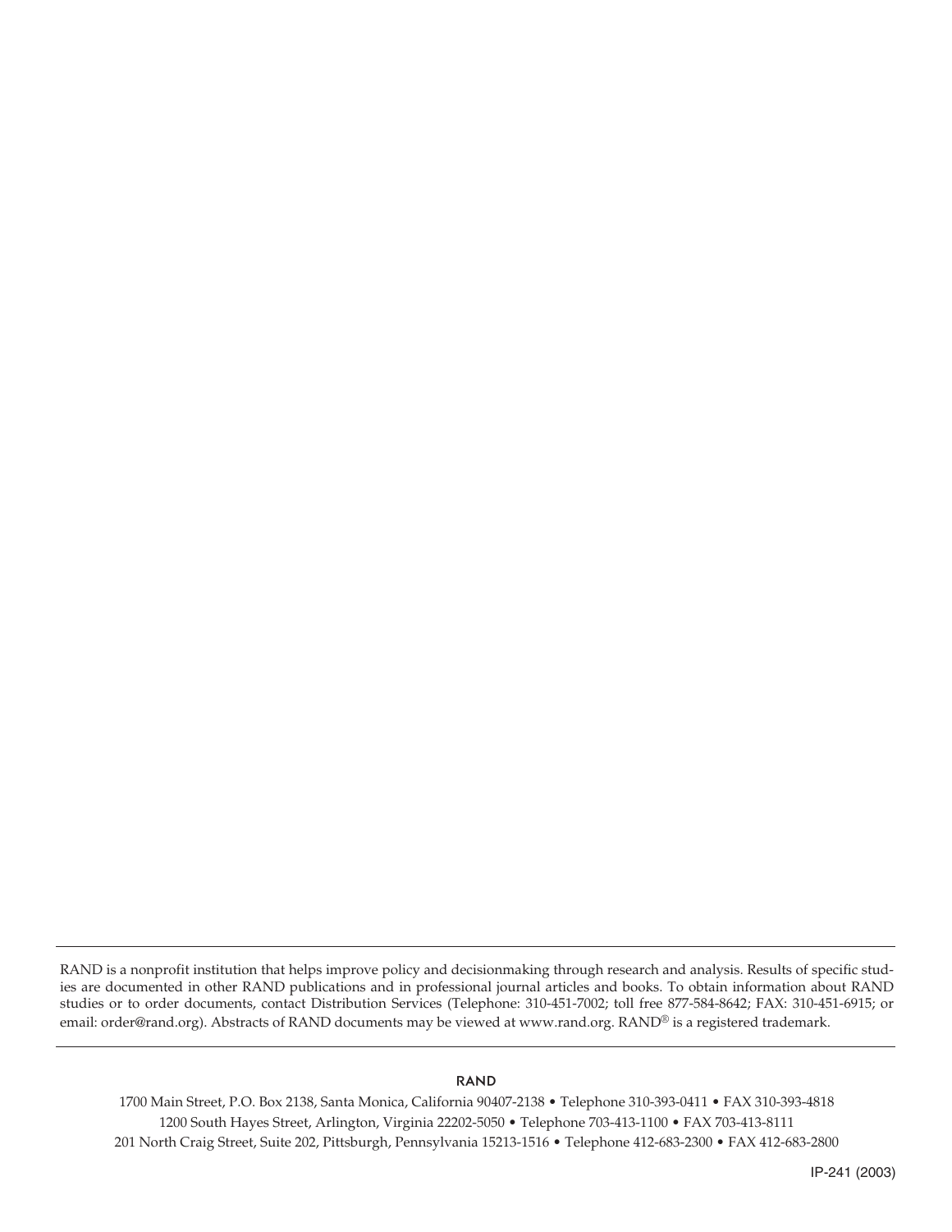RAND is a nonprofit institution that helps improve policy and decisionmaking through research and analysis. Results of specific studies are documented in other RAND publications and in professional journal articles and books. To obtain information about RAND studies or to order documents, contact Distribution Services (Telephone: 310-451-7002; toll free 877-584-8642; FAX: 310-451-6915; or email: order@rand.org). Abstracts of RAND documents may be viewed at www.rand.org. RAND® is a registered trademark.

---

**RAND**

1700 Main Street, P.O. Box 2138, Santa Monica, California 90407-2138 • Telephone 310-393-0411 • FAX 310-393-4818

1200 South Hayes Street, Arlington, Virginia 22202-5050 • Telephone 703-413-1100 • FAX 703-413-8111

201 North Craig Street, Suite 202, Pittsburgh, Pennsylvania 15213-1516 • Telephone 412-683-2300 • FAX 412-683-2800

IP-241 (2003)